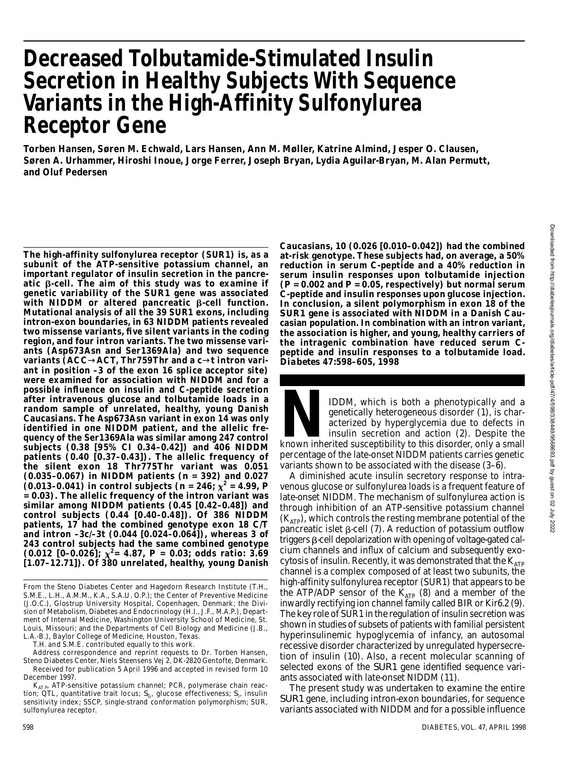# Decreased Tolbutamide-Stimulated Insulin Secretion in Healthy Subjects With Sequence Variants in the High-Affinity Sulfonylurea Receptor Gene

**Torben Hansen, Søren M. Echwald, Lars Hansen, Ann M. Møller, Katrine Almind, Jesper O. Clausen, Søren A. Urhammer, Hiroshi Inoue, Jorge Ferrer, Joseph Bryan, Lydia Aguilar-Bryan, M. Alan Permutt, and Oluf Pedersen**

**The high-affinity sulfonylurea receptor (SUR1) is, as a subunit of the ATP-sensitive potassium channel, an important regulator of insulin secretion in the pancreatic β-cell. The aim of this study was to examine if genetic variability of the SUR1 gene was associated with NIDDM or altered pancreatic β-cell function. Mutational analysis of all the 39 SUR1 exons, including intron-exon boundaries, in 63 NIDDM patients revealed two missense variants, five silent variants in the coding region, and four intron variants. The two missense variants (Asp673Asn and Ser1369Ala) and two sequence variants (ACC→ACT, Thr759Thr and a c→t intron variant in position –3 of the exon 16 splice acceptor site) were examined for association with NIDDM and for a possible influence on insulin and C-peptide secretion after intravenous glucose and tolbutamide loads in a random sample of unrelated, healthy, young Danish Caucasians. The Asp673Asn variant in exon 14 was only identified in one NIDDM patient, and the allelic frequency of the Ser1369Ala was similar among 247 control subjects (0.38 [95% CI 0.34–0.42]) and 406 NIDDM patients (0.40 [0.37–0.43]). The allelic frequency of the silent exon 18 Thr775Thr variant was 0.051 (0.035–0.067) in NIDDM patients ($n$ = 392) and 0.027 (0.013–0.041) in control subjects ($n$ = 246; $\chi^2$ = 4.99, $P$ = 0.03). The allelic frequency of the intron variant was similar among NIDDM patients (0.45 [0.42–0.48]) and control subjects (0.44 [0.40–0.48]). Of 386 NIDDM patients, 17 had the combined genotype exon 18 C/T and intron –3c/–3t (0.044 [0.024–0.064]), whereas 3 of 243 control subjects had the same combined genotype (0.012 [0–0.026]; $\chi^2$= 4.87, $P$ = 0.03; odds ratio: 3.69 [1.07–12.71]). Of 380 unrelated, healthy, young Danish Caucasians, 10 (0.026 [0.010–0.042]) had the combined at-risk genotype. These subjects had, on average, a 50% reduction in serum C-peptide and a 40% reduction in serum insulin responses upon tolbutamide injection ($P$ = 0.002 and $P$ = 0.05, respectively) but normal serum C-peptide and insulin responses upon glucose injection. In conclusion, a silent polymorphism in exon 18 of the SUR1 gene is associated with NIDDM in a Danish Caucasian population. In combination with an intron variant, the association is higher, and young, healthy carriers of the intragenic combination have reduced serum C-peptide and insulin responses to a tolbutamide load. *Diabetes* 47:598–605, 1998**

NIDDM, which is both a phenotypically and a genetically heterogeneous disorder (1), is characterized by hyperglycemia due to defects in insulin secretion and action (2). Despite the known inherited susceptibility to this disorder, only a small percentage of the late-onset NIDDM patients carries genetic variants shown to be associated with the disease (3–6).

A diminished acute insulin secretory response to intravenous glucose or sulfonylurea loads is a frequent feature of late-onset NIDDM. The mechanism of sulfonylurea action is through inhibition of an ATP-sensitive potassium channel ($K_{ATP}$), which controls the resting membrane potential of the pancreatic islet β-cell (7). A reduction of potassium outflow triggers β-cell depolarization with opening of voltage-gated calcium channels and influx of calcium and subsequently exocytosis of insulin. Recently, it was demonstrated that the $K_{ATP}$ channel is a complex composed of at least two subunits, the high-affinity sulfonylurea receptor (SUR1) that appears to be the ATP/ADP sensor of the $K_{ATP}$ (8) and a member of the inwardly rectifying ion channel family called BIR or Kir6.2 (9). The key role of SUR1 in the regulation of insulin secretion was shown in studies of subsets of patients with familial persistent hyperinsulinemic hypoglycemia of infancy, an autosomal recessive disorder characterized by unregulated hypersecretion of insulin (10). Also, a recent molecular scanning of selected exons of the *SUR1* gene identified sequence variants associated with late-onset NIDDM (11).

The present study was undertaken to examine the entire *SUR1* gene, including intron-exon boundaries, for sequence variants associated with NIDDM and for a possible influence

---

From the Steno Diabetes Center and Hagedorn Research Institute (T.H., S.M.E., L.H., A.M.M., K.A., S.A.U. O.P.); the Center of Preventive Medicine (J.O.C.), Glostrup University Hospital, Copenhagen, Denmark; the Division of Metabolism, Diabetes and Endocrinology (H.I., J.F., M.A.P.), Department of Internal Medicine, Washington University School of Medicine, St. Louis, Missouri; and the Departments of Cell Biology and Medicine (J.B., L.A.-B.), Baylor College of Medicine, Houston, Texas.

T.H. and S.M.E. contributed equally to this work.

Address correspondence and reprint requests to Dr. Torben Hansen, Steno Diabetes Center, Niels Steensens Vej 2, DK-2820 Gentofte, Denmark.

Received for publication 5 April 1996 and accepted in revised form 10 December 1997.

$K_{ATP}$, ATP-sensitive potassium channel; PCR, polymerase chain reaction; QTL, quantitative trait locus; $S_G$, glucose effectiveness; $S_I$, insulin sensitivity index; SSCP, single-strand conformation polymorphism; SUR, sulfonylurea receptor.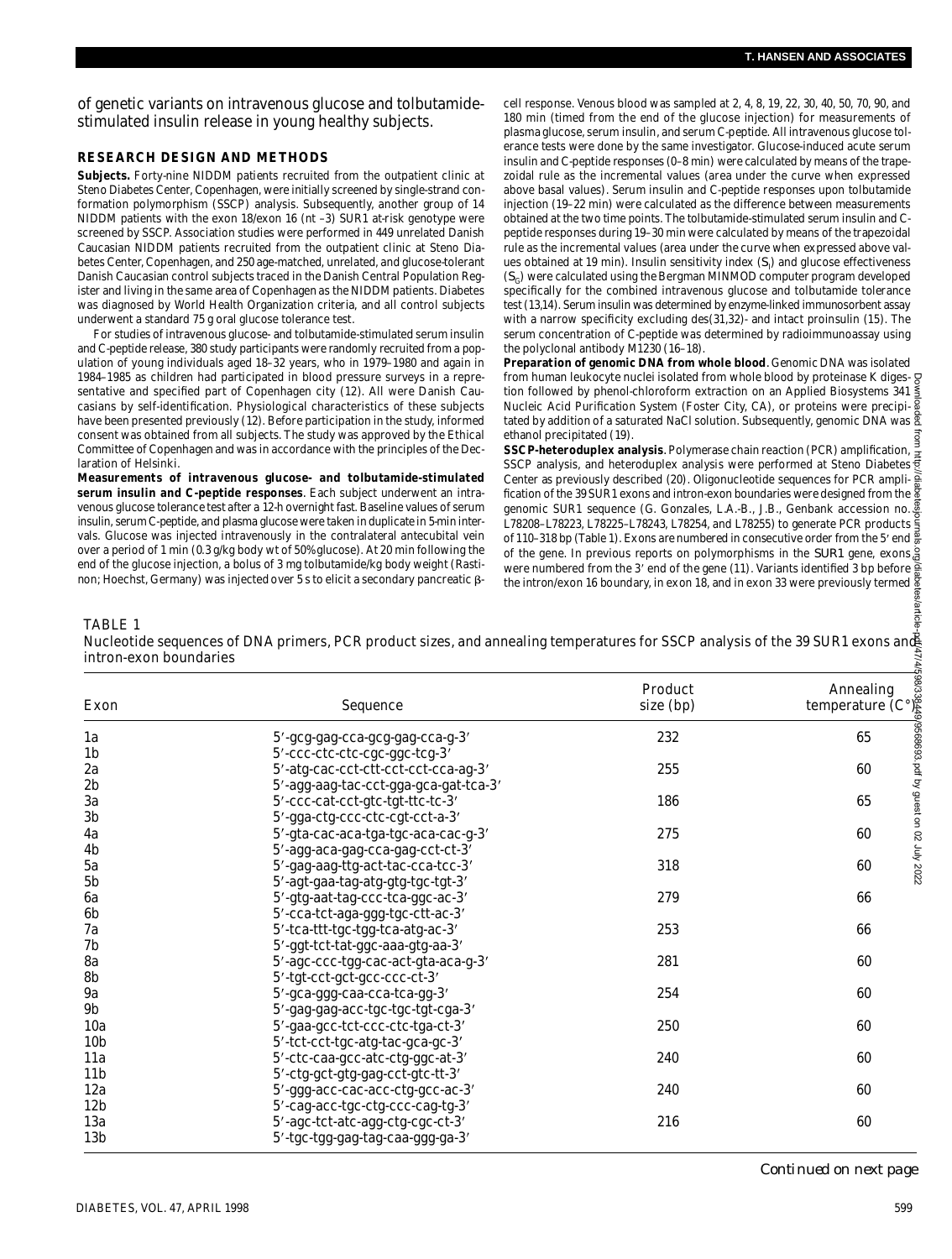of genetic variants on intravenous glucose and tolbutamide-stimulated insulin release in young healthy subjects.

## RESEARCH DESIGN AND METHODS

**Subjects.** Forty-nine NIDDM patients recruited from the outpatient clinic at Steno Diabetes Center, Copenhagen, were initially screened by single-strand conformation polymorphism (SSCP) analysis. Subsequently, another group of 14 NIDDM patients with the exon 18/exon 16 (nt –3) SUR1 at-risk genotype were screened by SSCP. Association studies were performed in 449 unrelated Danish Caucasian NIDDM patients recruited from the outpatient clinic at Steno Diabetes Center, Copenhagen, and 250 age-matched, unrelated, and glucose-tolerant Danish Caucasian control subjects traced in the Danish Central Population Register and living in the same area of Copenhagen as the NIDDM patients. Diabetes was diagnosed by World Health Organization criteria, and all control subjects underwent a standard 75 g oral glucose tolerance test.

For studies of intravenous glucose- and tolbutamide-stimulated serum insulin and C-peptide release, 380 study participants were randomly recruited from a population of young individuals aged 18–32 years, who in 1979–1980 and again in 1984–1985 as children had participated in blood pressure surveys in a representative and specified part of Copenhagen city (12). All were Danish Caucasians by self-identification. Physiological characteristics of these subjects have been presented previously (12). Before participation in the study, informed consent was obtained from all subjects. The study was approved by the Ethical Committee of Copenhagen and was in accordance with the principles of the Declaration of Helsinki.

**Measurements of intravenous glucose- and tolbutamide-stimulated serum insulin and C-peptide responses**. Each subject underwent an intravenous glucose tolerance test after a 12-h overnight fast. Baseline values of serum insulin, serum C-peptide, and plasma glucose were taken in duplicate in 5-min intervals. Glucose was injected intravenously in the contralateral antecubital vein over a period of 1 min (0.3 g/kg body wt of 50% glucose). At 20 min following the end of the glucose injection, a bolus of 3 mg tolbutamide/kg body weight (Rastinon; Hoechst, Germany) was injected over 5 s to elicit a secondary pancreatic β-cell response. Venous blood was sampled at 2, 4, 8, 19, 22, 30, 40, 50, 70, 90, and 180 min (timed from the end of the glucose injection) for measurements of plasma glucose, serum insulin, and serum C-peptide. All intravenous glucose tolerance tests were done by the same investigator. Glucose-induced acute serum insulin and C-peptide responses (0–8 min) were calculated by means of the trapezoidal rule as the incremental values (area under the curve when expressed above basal values). Serum insulin and C-peptide responses upon tolbutamide injection (19–22 min) were calculated as the difference between measurements obtained at the two time points. The tolbutamide-stimulated serum insulin and C-peptide responses during 19–30 min were calculated by means of the trapezoidal rule as the incremental values (area under the curve when expressed above values obtained at 19 min). Insulin sensitivity index ($S_I$) and glucose effectiveness ($S_G$) were calculated using the Bergman MINMOD computer program developed specifically for the combined intravenous glucose and tolbutamide tolerance test (13,14). Serum insulin was determined by enzyme-linked immunosorbent assay with a narrow specificity excluding des(31,32)- and intact proinsulin (15). The serum concentration of C-peptide was determined by radioimmunoassay using the polyclonal antibody M1230 (16–18).

**Preparation of genomic DNA from whole blood**. Genomic DNA was isolated from human leukocyte nuclei isolated from whole blood by proteinase K digestion followed by phenol-chloroform extraction on an Applied Biosystems 341 Nucleic Acid Purification System (Foster City, CA), or proteins were precipitated by addition of a saturated NaCl solution. Subsequently, genomic DNA was ethanol precipitated (19).

**SSCP-heteroduplex analysis**. Polymerase chain reaction (PCR) amplification, SSCP analysis, and heteroduplex analysis were performed at Steno Diabetes Center as previously described (20). Oligonucleotide sequences for PCR amplification of the 39 SUR1 exons and intron-exon boundaries were designed from the genomic SUR1 sequence (G. Gonzales, L.A.-B., J.B., Genbank accession no. L78208–L78223, L78225–L78243, L78254, and L78255) to generate PCR products of 110–318 bp (Table 1). Exons are numbered in consecutive order from the 5′ end of the gene. In previous reports on polymorphisms in the *SUR1* gene, exons were numbered from the 3′ end of the gene (11). Variants identified 3 bp before the intron/exon 16 boundary, in exon 18, and in exon 33 were previously termed

TABLE 1
Nucleotide sequences of DNA primers, PCR product sizes, and annealing temperatures for SSCP analysis of the 39 SUR1 exons and intron-exon boundaries

| Exon | Sequence | Product size (bp) | Annealing temperature (C°) |
|---|---|---|---|
| 1a | 5′-gcg-gag-cca-gcg-gag-cca-g-3′ | 232 | 65 |
| 1b | 5′-ccc-ctc-ctc-cgc-ggc-tcg-3′ | | |
| 2a | 5′-atg-cac-cct-ctt-cct-cct-cca-ag-3′ | 255 | 60 |
| 2b | 5′-agg-aag-tac-cct-gga-gca-gat-tca-3′ | | |
| 3a | 5′-ccc-cat-cct-gtc-tgt-ttc-tc-3′ | 186 | 65 |
| 3b | 5′-gga-ctg-ccc-ctc-cgt-cct-a-3′ | | |
| 4a | 5′-gta-cac-aca-tga-tgc-aca-cac-g-3′ | 275 | 60 |
| 4b | 5′-agg-aca-gag-cca-gag-cct-ct-3′ | | |
| 5a | 5′-gag-aag-ttg-act-tac-cca-tcc-3′ | 318 | 60 |
| 5b | 5′-agt-gaa-tag-atg-gtg-tgc-tgt-3′ | | |
| 6a | 5′-gtg-aat-tag-ccc-tca-ggc-ac-3′ | 279 | 66 |
| 6b | 5′-cca-tct-aga-ggg-tgc-ctt-ac-3′ | | |
| 7a | 5′-tca-ttt-tgc-tgg-tca-atg-ac-3′ | 253 | 66 |
| 7b | 5′-ggt-tct-tat-ggc-aaa-gtg-aa-3′ | | |
| 8a | 5′-agc-ccc-tgg-cac-act-gta-aca-g-3′ | 281 | 60 |
| 8b | 5′-tgt-cct-gct-gcc-ccc-ct-3′ | | |
| 9a | 5′-gca-ggg-caa-cca-tca-gg-3′ | 254 | 60 |
| 9b | 5′-gag-gag-acc-tgc-tgc-tgt-cga-3′ | | |
| 10a | 5′-gaa-gcc-tct-ccc-ctc-tga-ct-3′ | 250 | 60 |
| 10b | 5′-tct-cct-tgc-atg-tac-gca-gc-3′ | | |
| 11a | 5′-ctc-caa-gcc-atc-ctg-ggc-at-3′ | 240 | 60 |
| 11b | 5′-ctg-gct-gtg-gag-cct-gtc-tt-3′ | | |
| 12a | 5′-ggg-acc-cac-acc-ctg-gcc-ac-3′ | 240 | 60 |
| 12b | 5′-cag-acc-tgc-ctg-ccc-cag-tg-3′ | | |
| 13a | 5′-agc-tct-atc-agg-ctg-cgc-ct-3′ | 216 | 60 |
| 13b | 5′-tgc-tgg-gag-tag-caa-ggg-ga-3′ | | |

*Continued on next page*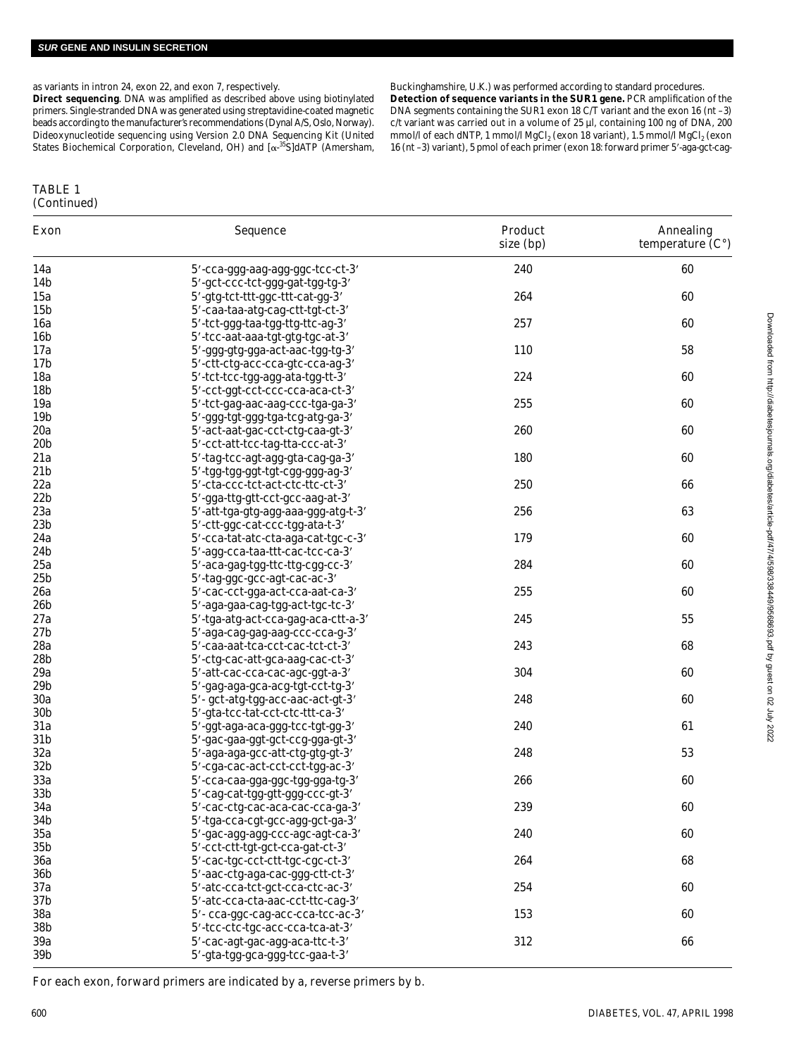as variants in intron 24, exon 22, and exon 7, respectively.

**Direct sequencing**. DNA was amplified as described above using biotinylated primers. Single-stranded DNA was generated using streptavidine-coated magnetic beads according to the manufacturer's recommendations (Dynal A/S, Oslo, Norway). Dideoxynucleotide sequencing using Version 2.0 DNA Sequencing Kit (United States Biochemical Corporation, Cleveland, OH) and [$\alpha$-$^{35}$S]dATP (Amersham, Buckinghamshire, U.K.) was performed according to standard procedures.

**Detection of sequence variants in the SUR1 gene.** PCR amplification of the DNA segments containing the SUR1 exon 18 C/T variant and the exon 16 (nt –3) c/t variant was carried out in a volume of 25 µl, containing 100 ng of DNA, 200 mmol/l of each dNTP, 1 mmol/l $MgCl_2$ (exon 18 variant), 1.5 mmol/l $MgCl_2$ (exon 16 (nt –3) variant), 5 pmol of each primer (exon 18: forward primer 5′-aga-gct-cag-

TABLE 1
(Continued)

| Exon | Sequence | Product size (bp) | Annealing temperature (C°) |
|---|---|---|---|
| 14a | 5′-cca-ggg-aag-agg-ggc-tcc-ct-3′ | 240 | 60 |
| 14b | 5′-gct-ccc-tct-ggg-gat-tgg-tg-3′ | | |
| 15a | 5′-gtg-tct-ttt-ggc-ttt-cat-gg-3′ | 264 | 60 |
| 15b | 5′-caa-taa-atg-cag-ctt-tgt-ct-3′ | | |
| 16a | 5′-tct-ggg-taa-tgg-ttg-ttc-ag-3′ | 257 | 60 |
| 16b | 5′-tcc-aat-aaa-tgt-gtg-tgc-at-3′ | | |
| 17a | 5′-ggg-gtg-gga-act-aac-tgg-tg-3′ | 110 | 58 |
| 17b | 5′-ctt-ctg-acc-cca-gtc-cca-ag-3′ | | |
| 18a | 5′-tct-tcc-tgg-agg-ata-tgg-tt-3′ | 224 | 60 |
| 18b | 5′-cct-ggt-cct-ccc-cca-aca-ct-3′ | | |
| 19a | 5′-tct-gag-aac-aag-ccc-tga-ga-3′ | 255 | 60 |
| 19b | 5′-ggg-tgt-ggg-tga-tcg-atg-ga-3′ | | |
| 20a | 5′-act-aat-gac-cct-ctg-caa-gt-3′ | 260 | 60 |
| 20b | 5′-cct-att-tcc-tag-tta-ccc-at-3′ | | |
| 21a | 5′-tag-tcc-agt-agg-gta-cag-ga-3′ | 180 | 60 |
| 21b | 5′-tgg-tgg-ggt-tgt-cgg-ggg-ag-3′ | | |
| 22a | 5′-cta-ccc-tct-act-ctc-ttc-ct-3′ | 250 | 66 |
| 22b | 5′-gga-ttg-gtt-cct-gcc-aag-at-3′ | | |
| 23a | 5′-att-tga-gtg-agg-aaa-ggg-atg-t-3′ | 256 | 63 |
| 23b | 5′-ctt-ggc-cat-ccc-tgg-ata-t-3′ | | |
| 24a | 5′-cca-tat-atc-cta-aga-cat-tgc-c-3′ | 179 | 60 |
| 24b | 5′-agg-cca-taa-ttt-cac-tcc-ca-3′ | | |
| 25a | 5′-aca-gag-tgg-ttc-ttg-cgg-cc-3′ | 284 | 60 |
| 25b | 5′-tag-ggc-gcc-agt-cac-ac-3′ | | |
| 26a | 5′-cac-cct-gga-act-cca-aat-ca-3′ | 255 | 60 |
| 26b | 5′-aga-gaa-cag-tgg-act-tgc-tc-3′ | | |
| 27a | 5′-tga-atg-act-cca-gag-aca-ctt-a-3′ | 245 | 55 |
| 27b | 5′-aga-cag-gag-aag-ccc-cca-g-3′ | | |
| 28a | 5′-caa-aat-tca-cct-cac-tct-ct-3′ | 243 | 68 |
| 28b | 5′-ctg-cac-att-gca-aag-cac-ct-3′ | | |
| 29a | 5′-att-cac-cca-cac-agc-ggt-a-3′ | 304 | 60 |
| 29b | 5′-gag-aga-gca-acg-tgt-cct-tg-3′ | | |
| 30a | 5′- gct-atg-tgg-acc-aac-act-gt-3′ | 248 | 60 |
| 30b | 5′-gta-tcc-tat-cct-ctc-ttt-ca-3′ | | |
| 31a | 5′-ggt-aga-aca-ggg-tcc-tgt-gg-3′ | 240 | 61 |
| 31b | 5′-gac-gaa-ggt-gct-ccg-gga-gt-3′ | | |
| 32a | 5′-aga-aga-gcc-att-ctg-gtg-gt-3′ | 248 | 53 |
| 32b | 5′-cga-cac-act-cct-cct-tgg-ac-3′ | | |
| 33a | 5′-cca-caa-gga-ggc-tgg-gga-tg-3′ | 266 | 60 |
| 33b | 5′-cag-cat-tgg-gtt-ggg-ccc-gt-3′ | | |
| 34a | 5′-cac-ctg-cac-aca-cac-cca-ga-3′ | 239 | 60 |
| 34b | 5′-tga-cca-cgt-gcc-agg-gct-ga-3′ | | |
| 35a | 5′-gac-agg-agg-ccc-agc-agt-ca-3′ | 240 | 60 |
| 35b | 5′-cct-ctt-tgt-gct-cca-gat-ct-3′ | | |
| 36a | 5′-cac-tgc-cct-ctt-tgc-cgc-ct-3′ | 264 | 68 |
| 36b | 5′-aac-ctg-aga-cac-ggg-ctt-ct-3′ | | |
| 37a | 5′-atc-cca-tct-gct-cca-ctc-ac-3′ | 254 | 60 |
| 37b | 5′-atc-cca-cta-aac-cct-ttc-cag-3′ | | |
| 38a | 5′- cca-ggc-cag-acc-cca-tcc-ac-3′ | 153 | 60 |
| 38b | 5′-tcc-ctc-tgc-acc-cca-tca-at-3′ | | |
| 39a | 5′-cac-agt-gac-agg-aca-ttc-t-3′ | 312 | 66 |
| 39b | 5′-gta-tgg-gca-ggg-tcc-gaa-t-3′ | | |

For each exon, forward primers are indicated by a, reverse primers by b.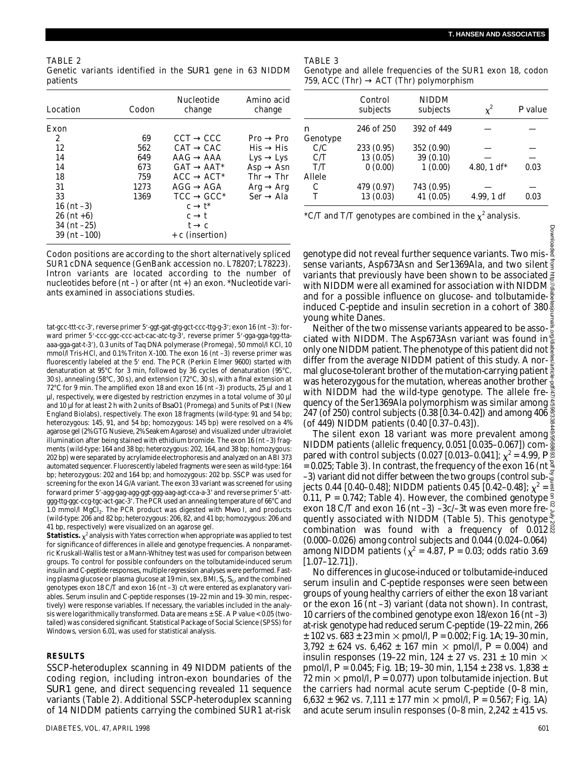TABLE 2
Genetic variants identified in the *SUR1* gene in 63 NIDDM patients

| Location | Codon | Nucleotide change | Amino acid change |
|---|---|---|---|
| Exon | | | |
| 2 | 69 | CCT → CCC | Pro → Pro |
| 12 | 562 | CAT → CAC | His → His |
| 14 | 649 | AAG → AAA | Lys → Lys |
| 14 | 673 | GAT → AAT* | Asp → Asn |
| 18 | 759 | ACC → ACT* | Thr → Thr |
| 31 | 1273 | AGG → AGA | Arg → Arg |
| 33 | 1369 | TCC → GCC* | Ser → Ala |
| 16 (nt –3) | | c → t* | |
| 26 (nt +6) | | c → t | |
| 34 (nt –25) | | t → c | |
| 39 (nt –100) | | + c (insertion) | |

Codon positions are according to the short alternatively spliced SUR1 cDNA sequence (GenBank accession no. L78207; L78223). Intron variants are located according to the number of nucleotides before (nt –) or after (nt +) an exon. *Nucleotide variants examined in associations studies.

tat-gcc-ttt-cc-3′, reverse primer 5′-ggt-gat-gtg-gct-ccc-ttg-g-3′; exon 16 (nt –3): forward primer 5′-ccc-ggc-ccc-act-cac-atc-tg-3′, reverse primer 5′-gga-gga-tgg-tta-aaa-gga-gat-t-3′), 0.3 units of *Taq* DNA polymerase (Promega), 50 mmol/l KCl, 10 mmol/l Tris-HCl, and 0.1% Triton X-100. The exon 16 (nt –3) reverse primer was fluorescently labeled at the 5′ end. The PCR (Perkin Elmer 9600) started with denaturation at 95°C for 3 min, followed by 36 cycles of denaturation (95°C, 30 s), annealing (58°C, 30 s), and extension (72°C, 30 s), with a final extension at 72°C for 9 min. The amplified exon 18 and exon 16 (nt –3) products, 25 µl and 1 µl, respectively, were digested by restriction enzymes in a total volume of 30 µl and 10 µl for at least 2 h with 2 units of *Bsa*O1 (Promega) and 5 units of *Pst* I (New England Biolabs), respectively. The exon 18 fragments (wild-type: 91 and 54 bp; heterozygous: 145, 91, and 54 bp; homozygous: 145 bp) were resolved on a 4% agarose gel (2% GTG Nusieve, 2% Seakem Agarose) and visualized under ultraviolet illumination after being stained with ethidium bromide. The exon 16 (nt –3) fragments (wild-type: 164 and 38 bp; heterozygous: 202, 164, and 38 bp; homozygous: 202 bp) were separated by acrylamide electrophoresis and analyzed on an ABI 373 automated sequencer. Fluorescently labeled fragments were seen as wild-type: 164 bp; heterozygous: 202 and 164 bp; and homozygous: 202 bp. SSCP was used for screening for the exon 14 G/A variant. The exon 33 variant was screened for using forward primer 5′-agg-gag-agg-ggt-ggg-aag-agt-cca-a-3′ and reverse primer 5′-att-ggg-ttg-ggc-ccg-tgc-act-gac-3′. The PCR used an annealing temperature of 66°C and 1.0 mmol/l $MgCl_2$. The PCR product was digested with *Mwo* I, and products (wild-type: 206 and 82 bp; heterozygous: 206, 82, and 41 bp; homozygous: 206 and 41 bp, respectively) were visualized on an agarose gel.

**Statistics.** $\chi^2$ analysis with Yates correction when appropriate was applied to test for significance of differences in allele and genotype frequencies. A nonparametric Kruskall-Wallis test or a Mann-Whitney test was used for comparison between groups. To control for possible confounders on the tolbutamide-induced serum insulin and C-peptide responses, multiple regression analyses were performed. Fasting plasma glucose or plasma glucose at 19 min, sex, BMI, $S_I$, $S_G$, and the combined genotypes exon 18 C/T and exon 16 (nt –3) c/t were entered as explanatory variables. Serum insulin and C-peptide responses (19–22 min and 19–30 min, respectively) were response variables. If necessary, the variables included in the analysis were logarithmically transformed. Data are means ± SE. A *P* value < 0.05 (two-tailed) was considered significant. Statistical Package of Social Science (SPSS) for Windows, version 6.01, was used for statistical analysis.

## RESULTS

SSCP-heteroduplex scanning in 49 NIDDM patients of the coding region, including intron-exon boundaries of the *SUR1* gene, and direct sequencing revealed 11 sequence variants (Table 2). Additional SSCP-heteroduplex scanning of 14 NIDDM patients carrying the combined *SUR1* at-risk genotype did not reveal further sequence variants. Two missense variants, Asp673Asn and Ser1369Ala, and two silent variants that previously have been shown to be associated with NIDDM were all examined for association with NIDDM and for a possible influence on glucose- and tolbutamide-induced C-peptide and insulin secretion in a cohort of 380 young white Danes.

TABLE 3
Genotype and allele frequencies of the *SUR1* exon 18, codon 759, ACC (Thr) → ACT (Thr) polymorphism

| | Control subjects | NIDDM subjects | $\chi^2$ | *P* value |
|---|---|---|---|---|
| n | 246 of 250 | 392 of 449 | — | — |
| Genotype | | | | |
| C/C | 233 (0.95) | 352 (0.90) | — | — |
| C/T | 13 (0.05) | 39 (0.10) | — | — |
| T/T | 0 (0.00) | 1 (0.00) | 4.80, 1 df* | 0.03 |
| Allele | | | | |
| C | 479 (0.97) | 743 (0.95) | — | — |
| T | 13 (0.03) | 41 (0.05) | 4.99, 1 df | 0.03 |

*C/T and T/T genotypes are combined in the $\chi^2$ analysis.

Neither of the two missense variants appeared to be associated with NIDDM. The Asp673Asn variant was found in only one NIDDM patient. The phenotype of this patient did not differ from the average NIDDM patient of this study. A normal glucose-tolerant brother of the mutation-carrying patient was heterozygous for the mutation, whereas another brother with NIDDM had the wild-type genotype. The allele frequency of the Ser1369Ala polymorphism was similar among 247 (of 250) control subjects (0.38 [0.34–0.42]) and among 406 (of 449) NIDDM patients (0.40 [0.37–0.43]).

The silent exon 18 variant was more prevalent among NIDDM patients (allelic frequency, 0.051 [0.035–0.067]) compared with control subjects (0.027 [0.013–0.041]; $\chi^2$ = 4.99, *P* = 0.025; Table 3). In contrast, the frequency of the exon 16 (nt –3) variant did not differ between the two groups (control subjects 0.44 [0.40–0.48]; NIDDM patients 0.45 [0.42–0.48]; $\chi^2$ = 0.11, *P* = 0.742; Table 4). However, the combined genotype exon 18 C/T and exon 16 (nt –3) –3c/–3t was even more frequently associated with NIDDM (Table 5). This genotype combination was found with a frequency of 0.012 (0.000–0.026) among control subjects and 0.044 (0.024–0.064) among NIDDM patients ($\chi^2$ = 4.87, *P* = 0.03; odds ratio 3.69 [1.07–12.71]).

No differences in glucose-induced or tolbutamide-induced serum insulin and C-peptide responses were seen between groups of young healthy carriers of either the exon 18 variant or the exon 16 (nt –3) variant (data not shown). In contrast, 10 carriers of the combined genotype exon 18/exon 16 (nt –3) at-risk genotype had reduced serum C-peptide (19–22 min, 266 ± 102 vs. 683 ± 23 min × pmol/l, *P* = 0.002; Fig. 1*A*; 19–30 min, 3,792 ± 624 vs. 6,462 ± 167 min × pmol/l, *P* = 0.004) and insulin responses (19–22 min, 124 ± 27 vs. 231 ± 10 min × pmol/l, *P* = 0.045; Fig. 1*B*; 19–30 min, 1,154 ± 238 vs. 1,838 ± 72 min × pmol/l, *P* = 0.077) upon tolbutamide injection. But the carriers had normal acute serum C-peptide (0–8 min, 6,632 ± 962 vs. 7,111 ± 177 min × pmol/l, *P* = 0.567; Fig. 1*A*) and acute serum insulin responses (0–8 min, 2,242 ± 415 vs.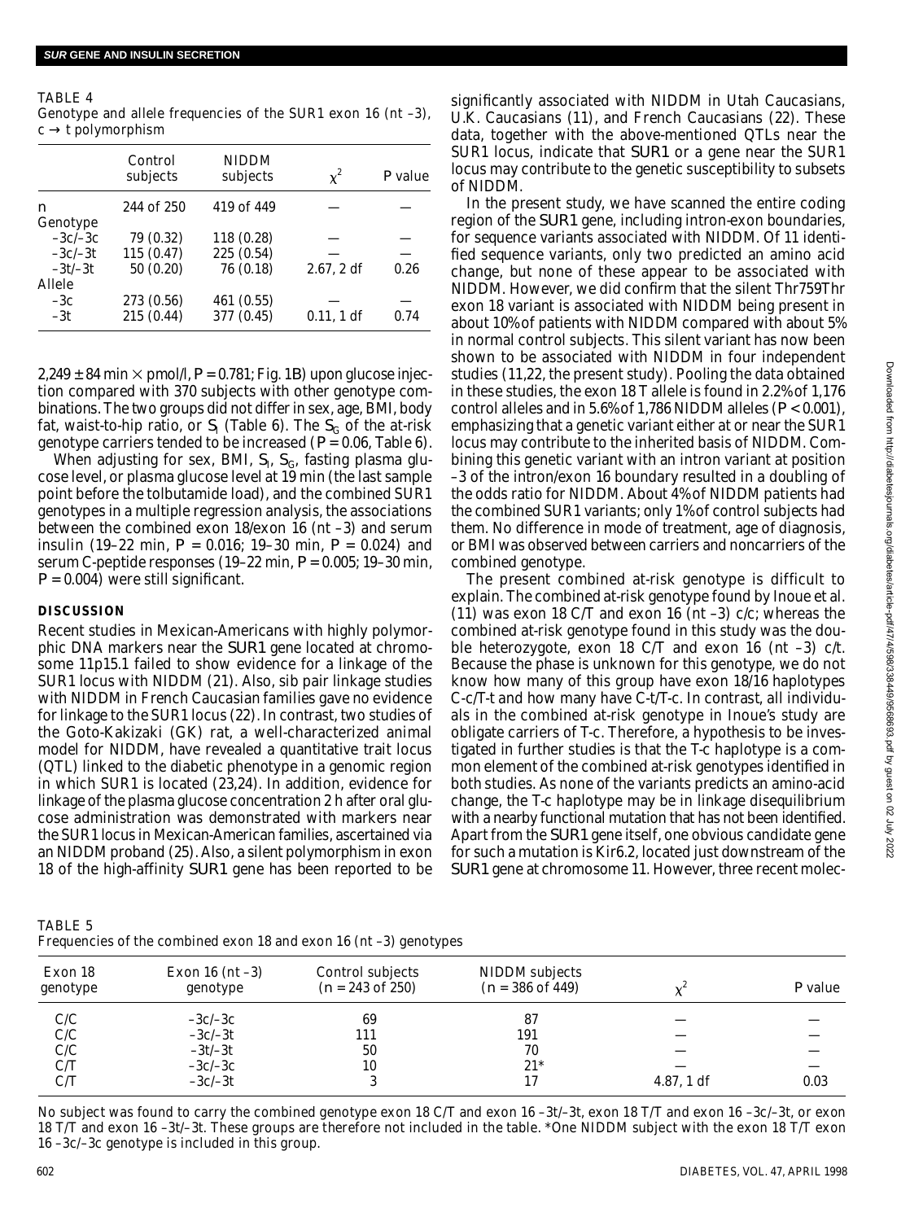TABLE 4
Genotype and allele frequencies of the SUR1 exon 16 (nt –3), c → t polymorphism

| | Control subjects | NIDDM subjects | $\chi^2$ | P value |
|---|---|---|---|---|
| n | 244 of 250 | 419 of 449 | — | — |
| Genotype | | | | |
| –3c/–3c | 79 (0.32) | 118 (0.28) | — | — |
| –3c/–3t | 115 (0.47) | 225 (0.54) | — | — |
| –3t/–3t | 50 (0.20) | 76 (0.18) | 2.67, 2 df | 0.26 |
| Allele | | | | |
| –3c | 273 (0.56) | 461 (0.55) | — | — |
| –3t | 215 (0.44) | 377 (0.45) | 0.11, 1 df | 0.74 |

2,249 ± 84 min × pmol/l, $P = 0.781$; Fig. 1*B*) upon glucose injection compared with 370 subjects with other genotype combinations. The two groups did not differ in sex, age, BMI, body fat, waist-to-hip ratio, or $S_I$ (Table 6). The $S_G$ of the at-risk genotype carriers tended to be increased ($P = 0.06$, Table 6).

When adjusting for sex, BMI, $S_I$, $S_G$, fasting plasma glucose level, or plasma glucose level at 19 min (the last sample point before the tolbutamide load), and the combined SUR1 genotypes in a multiple regression analysis, the associations between the combined exon 18/exon 16 (nt –3) and serum insulin (19–22 min, $P = 0.016$; 19–30 min, $P = 0.024$) and serum C-peptide responses (19–22 min, $P = 0.005$; 19–30 min, $P = 0.004$) were still significant.

## DISCUSSION

Recent studies in Mexican-Americans with highly polymorphic DNA markers near the *SUR1* gene located at chromosome 11p15.1 failed to show evidence for a linkage of the SUR1 locus with NIDDM (21). Also, sib pair linkage studies with NIDDM in French Caucasian families gave no evidence for linkage to the SUR1 locus (22). In contrast, two studies of the Goto-Kakizaki (GK) rat, a well-characterized animal model for NIDDM, have revealed a quantitative trait locus (QTL) linked to the diabetic phenotype in a genomic region in which SUR1 is located (23,24). In addition, evidence for linkage of the plasma glucose concentration 2 h after oral glucose administration was demonstrated with markers near the SUR1 locus in Mexican-American families, ascertained via an NIDDM proband (25). Also, a silent polymorphism in exon 18 of the high-affinity *SUR1* gene has been reported to be significantly associated with NIDDM in Utah Caucasians, U.K. Caucasians (11), and French Caucasians (22). These data, together with the above-mentioned QTLs near the SUR1 locus, indicate that *SUR1* or a gene near the SUR1 locus may contribute to the genetic susceptibility to subsets of NIDDM.

In the present study, we have scanned the entire coding region of the *SUR1* gene, including intron-exon boundaries, for sequence variants associated with NIDDM. Of 11 identified sequence variants, only two predicted an amino acid change, but none of these appear to be associated with NIDDM. However, we did confirm that the silent Thr759Thr exon 18 variant is associated with NIDDM being present in about 10% of patients with NIDDM compared with about 5% in normal control subjects. This silent variant has now been shown to be associated with NIDDM in four independent studies (11,22, the present study). Pooling the data obtained in these studies, the exon 18 T allele is found in 2.2% of 1,176 control alleles and in 5.6% of 1,786 NIDDM alleles ($P < 0.001$), emphasizing that a genetic variant either at or near the SUR1 locus may contribute to the inherited basis of NIDDM. Combining this genetic variant with an intron variant at position –3 of the intron/exon 16 boundary resulted in a doubling of the odds ratio for NIDDM. About 4% of NIDDM patients had the combined SUR1 variants; only 1% of control subjects had them. No difference in mode of treatment, age of diagnosis, or BMI was observed between carriers and noncarriers of the combined genotype.

The present combined at-risk genotype is difficult to explain. The combined at-risk genotype found by Inoue et al. (11) was exon 18 C/T and exon 16 (nt –3) c/c; whereas the combined at-risk genotype found in this study was the double heterozygote, exon 18 C/T and exon 16 (nt –3) c/t. Because the phase is unknown for this genotype, we do not know how many of this group have exon 18/16 haplotypes C-c/T-t and how many have C-t/T-c. In contrast, all individuals in the combined at-risk genotype in Inoue's study are obligate carriers of T-c. Therefore, a hypothesis to be investigated in further studies is that the T-c haplotype is a common element of the combined at-risk genotypes identified in both studies. As none of the variants predicts an amino-acid change, the T-c haplotype may be in linkage disequilibrium with a nearby functional mutation that has not been identified. Apart from the *SUR1* gene itself, one obvious candidate gene for such a mutation is Kir6.2, located just downstream of the *SUR1* gene at chromosome 11. However, three recent molec-

TABLE 5
Frequencies of the combined exon 18 and exon 16 (nt –3) genotypes

| Exon 18 genotype | Exon 16 (nt –3) genotype | Control subjects (n = 243 of 250) | NIDDM subjects (n = 386 of 449) | $\chi^2$ | P value |
|---|---|---|---|---|---|
| C/C | –3c/–3c | 69 | 87 | — | — |
| C/C | –3c/–3t | 111 | 191 | — | — |
| C/C | –3t/–3t | 50 | 70 | — | — |
| C/T | –3c/–3c | 10 | 21* | — | — |
| C/T | –3c/–3t | 3 | 17 | 4.87, 1 df | 0.03 |

No subject was found to carry the combined genotype exon 18 C/T and exon 16 –3t/–3t, exon 18 T/T and exon 16 –3c/–3t, or exon 18 T/T and exon 16 –3t/–3t. These groups are therefore not included in the table. *One NIDDM subject with the exon 18 T/T exon 16 –3c/–3c genotype is included in this group.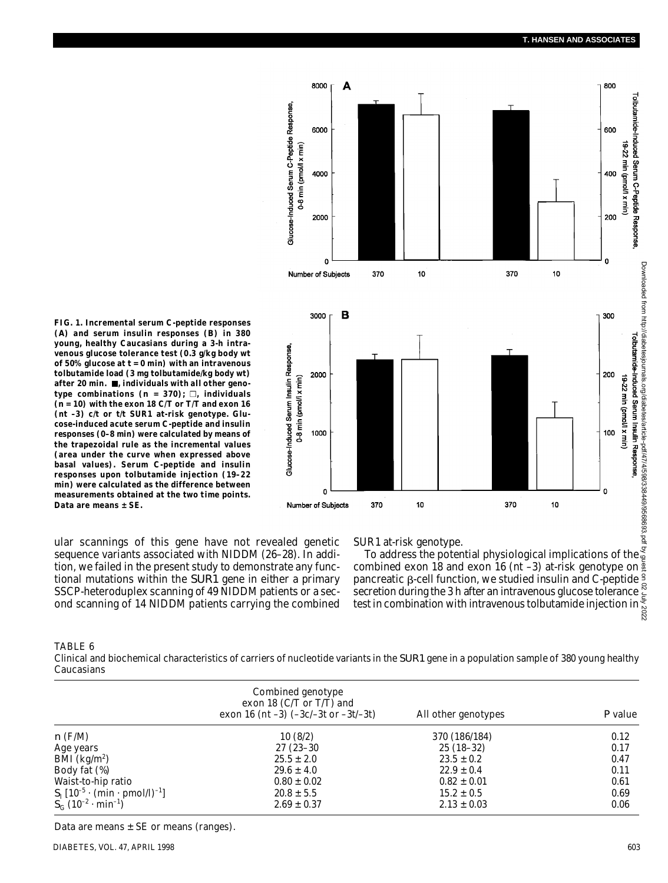**FIG. 1. Incremental serum C-peptide responses (A) and serum insulin responses (B) in 380 young, healthy Caucasians during a 3-h intravenous glucose tolerance test (0.3 g/kg body wt of 50% glucose at t = 0 min) with an intravenous tolbutamide load (3 mg tolbutamide/kg body wt) after 20 min. ■, individuals with all other genotype combinations (n = 370); □, individuals (n = 10) with the exon 18 C/T or T/T and exon 16 (nt –3) c/t or t/t SUR1 at-risk genotype. Glucose-induced acute serum C-peptide and insulin responses (0–8 min) were calculated by means of the trapezoidal rule as the incremental values (area under the curve when expressed above basal values). Serum C-peptide and insulin responses upon tolbutamide injection (19–22 min) were calculated as the difference between measurements obtained at the two time points. Data are means ± SE.**

ular scannings of this gene have not revealed genetic sequence variants associated with NIDDM (26–28). In addition, we failed in the present study to demonstrate any functional mutations within the *SUR1* gene in either a primary SSCP-heteroduplex scanning of 49 NIDDM patients or a second scanning of 14 NIDDM patients carrying the combined *SUR1* at-risk genotype.

To address the potential physiological implications of the combined exon 18 and exon 16 (nt –3) at-risk genotype on pancreatic β-cell function, we studied insulin and C-peptide secretion during the 3 h after an intravenous glucose tolerance test in combination with intravenous tolbutamide injection in

TABLE 6

Clinical and biochemical characteristics of carriers of nucleotide variants in the *SUR1* gene in a population sample of 380 young healthy Caucasians

| | Combined genotype exon 18 (C/T or T/T) and exon 16 (nt –3) (–3c/–3t or –3t/–3t) | All other genotypes | *P* value |
|---|---|---|---|
| *n* (F/M) | 10 (8/2) | 370 (186/184) | 0.12 |
| Age years | 27 (23–30 | 25 (18–32) | 0.17 |
| BMI (kg/m$^2$) | 25.5 ± 2.0 | 23.5 ± 0.2 | 0.47 |
| Body fat (%) | 29.6 ± 4.0 | 22.9 ± 0.4 | 0.11 |
| Waist-to-hip ratio | 0.80 ± 0.02 | 0.82 ± 0.01 | 0.61 |
| $S_I$ [$10^{-5} \cdot (\text{min} \cdot \text{pmol/l})^{-1}$] | 20.8 ± 5.5 | 15.2 ± 0.5 | 0.69 |
| $S_G$ ($10^{-2} \cdot \text{min}^{-1}$) | 2.69 ± 0.37 | 2.13 ± 0.03 | 0.06 |

Data are means ± SE or means (ranges).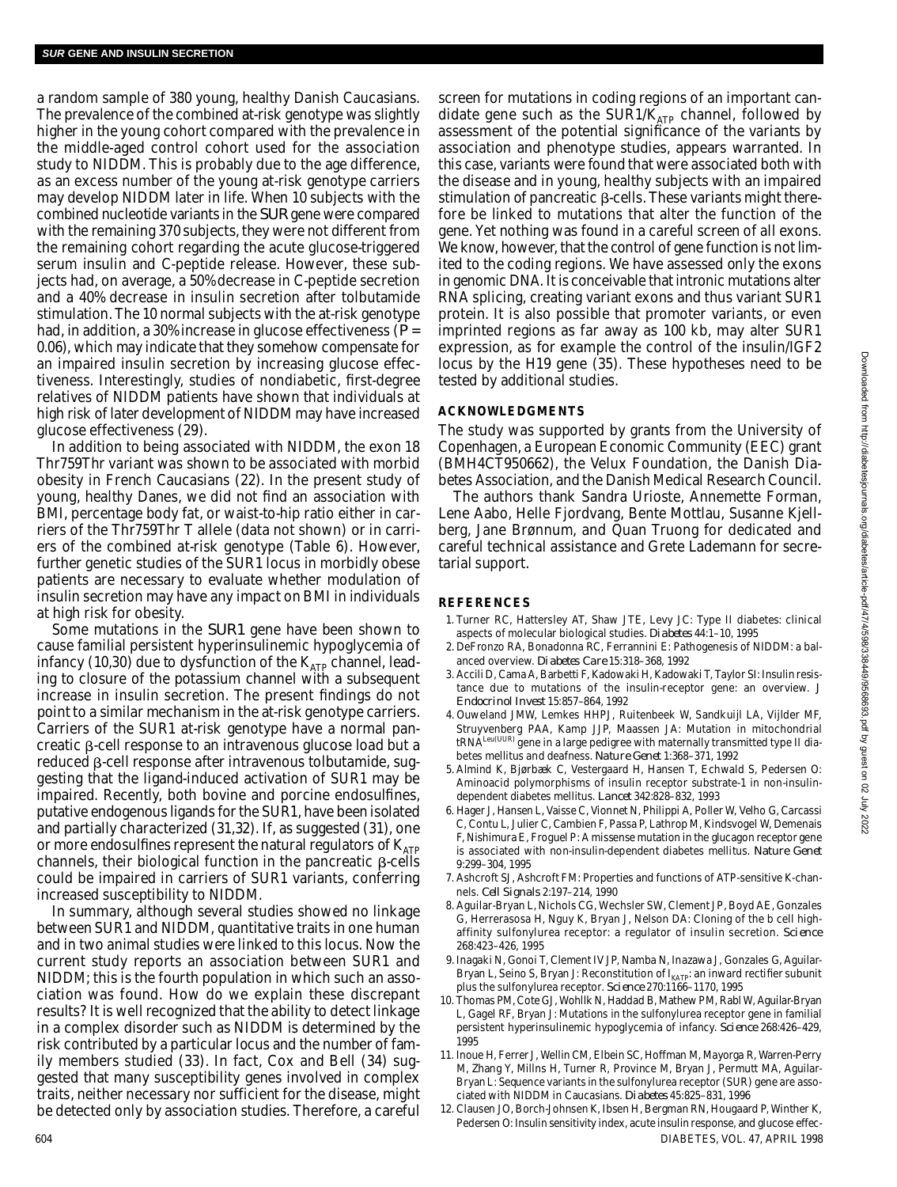a random sample of 380 young, healthy Danish Caucasians. The prevalence of the combined at-risk genotype was slightly higher in the young cohort compared with the prevalence in the middle-aged control cohort used for the association study to NIDDM. This is probably due to the age difference, as an excess number of the young at-risk genotype carriers may develop NIDDM later in life. When 10 subjects with the combined nucleotide variants in the *SUR* gene were compared with the remaining 370 subjects, they were not different from the remaining cohort regarding the acute glucose-triggered serum insulin and C-peptide release. However, these subjects had, on average, a 50% decrease in C-peptide secretion and a 40% decrease in insulin secretion after tolbutamide stimulation. The 10 normal subjects with the at-risk genotype had, in addition, a 30% increase in glucose effectiveness ($P$ = 0.06), which may indicate that they somehow compensate for an impaired insulin secretion by increasing glucose effectiveness. Interestingly, studies of nondiabetic, first-degree relatives of NIDDM patients have shown that individuals at high risk of later development of NIDDM may have increased glucose effectiveness (29).

In addition to being associated with NIDDM, the exon 18 Thr759Thr variant was shown to be associated with morbid obesity in French Caucasians (22). In the present study of young, healthy Danes, we did not find an association with BMI, percentage body fat, or waist-to-hip ratio either in carriers of the Thr759Thr T allele (data not shown) or in carriers of the combined at-risk genotype (Table 6). However, further genetic studies of the SUR1 locus in morbidly obese patients are necessary to evaluate whether modulation of insulin secretion may have any impact on BMI in individuals at high risk for obesity.

Some mutations in the *SUR1* gene have been shown to cause familial persistent hyperinsulinemic hypoglycemia of infancy (10,30) due to dysfunction of the $K_{ATP}$ channel, leading to closure of the potassium channel with a subsequent increase in insulin secretion. The present findings do not point to a similar mechanism in the at-risk genotype carriers. Carriers of the SUR1 at-risk genotype have a normal pancreatic β-cell response to an intravenous glucose load but a reduced β-cell response after intravenous tolbutamide, suggesting that the ligand-induced activation of SUR1 may be impaired. Recently, both bovine and porcine endosulfines, putative endogenous ligands for the SUR1, have been isolated and partially characterized (31,32). If, as suggested (31), one or more endosulfines represent the natural regulators of $K_{ATP}$ channels, their biological function in the pancreatic β-cells could be impaired in carriers of SUR1 variants, conferring increased susceptibility to NIDDM.

In summary, although several studies showed no linkage between SUR1 and NIDDM, quantitative traits in one human and in two animal studies were linked to this locus. Now the current study reports an association between SUR1 and NIDDM; this is the fourth population in which such an association was found. How do we explain these discrepant results? It is well recognized that the ability to detect linkage in a complex disorder such as NIDDM is determined by the risk contributed by a particular locus and the number of family members studied (33). In fact, Cox and Bell (34) suggested that many susceptibility genes involved in complex traits, neither necessary nor sufficient for the disease, might be detected only by association studies. Therefore, a careful screen for mutations in coding regions of an important candidate gene such as the SUR1/$K_{ATP}$ channel, followed by assessment of the potential significance of the variants by association and phenotype studies, appears warranted. In this case, variants were found that were associated both with the disease and in young, healthy subjects with an impaired stimulation of pancreatic β-cells. These variants might therefore be linked to mutations that alter the function of the gene. Yet nothing was found in a careful screen of all exons. We know, however, that the control of gene function is not limited to the coding regions. We have assessed only the exons in genomic DNA. It is conceivable that intronic mutations alter RNA splicing, creating variant exons and thus variant SUR1 protein. It is also possible that promoter variants, or even imprinted regions as far away as 100 kb, may alter SUR1 expression, as for example the control of the insulin/IGF2 locus by the H19 gene (35). These hypotheses need to be tested by additional studies.

## ACKNOWLEDGMENTS

The study was supported by grants from the University of Copenhagen, a European Economic Community (EEC) grant (BMH4CT950662), the Velux Foundation, the Danish Diabetes Association, and the Danish Medical Research Council.

The authors thank Sandra Urioste, Annemette Forman, Lene Aabo, Helle Fjordvang, Bente Mottlau, Susanne Kjellberg, Jane Brønnum, and Quan Truong for dedicated and careful technical assistance and Grete Lademann for secretarial support.

## REFERENCES

1. Turner RC, Hattersley AT, Shaw JTE, Levy JC: Type II diabetes: clinical aspects of molecular biological studies. *Diabetes* 44:1–10, 1995
2. DeFronzo RA, Bonadonna RC, Ferrannini E: Pathogenesis of NIDDM: a balanced overview. *Diabetes Care* 15:318–368, 1992
3. Accili D, Cama A, Barbetti F, Kadowaki H, Kadowaki T, Taylor SI: Insulin resistance due to mutations of the insulin-receptor gene: an overview. *J Endocrinol Invest* 15:857–864, 1992
4. Ouweland JMW, Lemkes HHPJ, Ruitenbeek W, Sandkuijl LA, Vijlder MF, Struyvenberg PAA, Kamp JJP, Maassen JA: Mutation in mitochondrial $tRNA^{Leu(UUR)}$ gene in a large pedigree with maternally transmitted type II diabetes mellitus and deafness. *Nature Genet* 1:368–371, 1992
5. Almind K, Bjørbæk C, Vestergaard H, Hansen T, Echwald S, Pedersen O: Aminoacid polymorphisms of insulin receptor substrate-1 in non-insulin-dependent diabetes mellitus. *Lancet* 342:828–832, 1993
6. Hager J, Hansen L, Vaisse C, Vionnet N, Philippi A, Poller W, Velho G, Carcassi C, Contu L, Julier C, Cambien F, Passa P, Lathrop M, Kindsvogel W, Demenais F, Nishimura E, Froguel P: A missense mutation in the glucagon receptor gene is associated with non-insulin-dependent diabetes mellitus. *Nature Genet* 9:299–304, 1995
7. Ashcroft SJ, Ashcroft FM: Properties and functions of ATP-sensitive K-channels. *Cell Signals* 2:197–214, 1990
8. Aguilar-Bryan L, Nichols CG, Wechsler SW, Clement JP, Boyd AE, Gonzales G, Herrerasosa H, Nguy K, Bryan J, Nelson DA: Cloning of the b cell high-affinity sulfonylurea receptor: a regulator of insulin secretion. *Science* 268:423–426, 1995
9. Inagaki N, Gonoi T, Clement IV JP, Namba N, Inazawa J, Gonzales G, Aguilar-Bryan L, Seino S, Bryan J: Reconstitution of $I_{KATP}$: an inward rectifier subunit plus the sulfonylurea receptor. *Science* 270:1166–1170, 1995
10. Thomas PM, Cote GJ, Wohllk N, Haddad B, Mathew PM, Rabl W, Aguilar-Bryan L, Gagel RF, Bryan J: Mutations in the sulfonylurea receptor gene in familial persistent hyperinsulinemic hypoglycemia of infancy. *Science* 268:426–429, 1995
11. Inoue H, Ferrer J, Wellin CM, Elbein SC, Hoffman M, Mayorga R, Warren-Perry M, Zhang Y, Millns H, Turner R, Province M, Bryan J, Permutt MA, Aguilar-Bryan L: Sequence variants in the sulfonylurea receptor (SUR) gene are associated with NIDDM in Caucasians. *Diabetes* 45:825–831, 1996
12. Clausen JO, Borch-Johnsen K, Ibsen H, Bergman RN, Hougaard P, Winther K, Pedersen O: Insulin sensitivity index, acute insulin response, and glucose effec-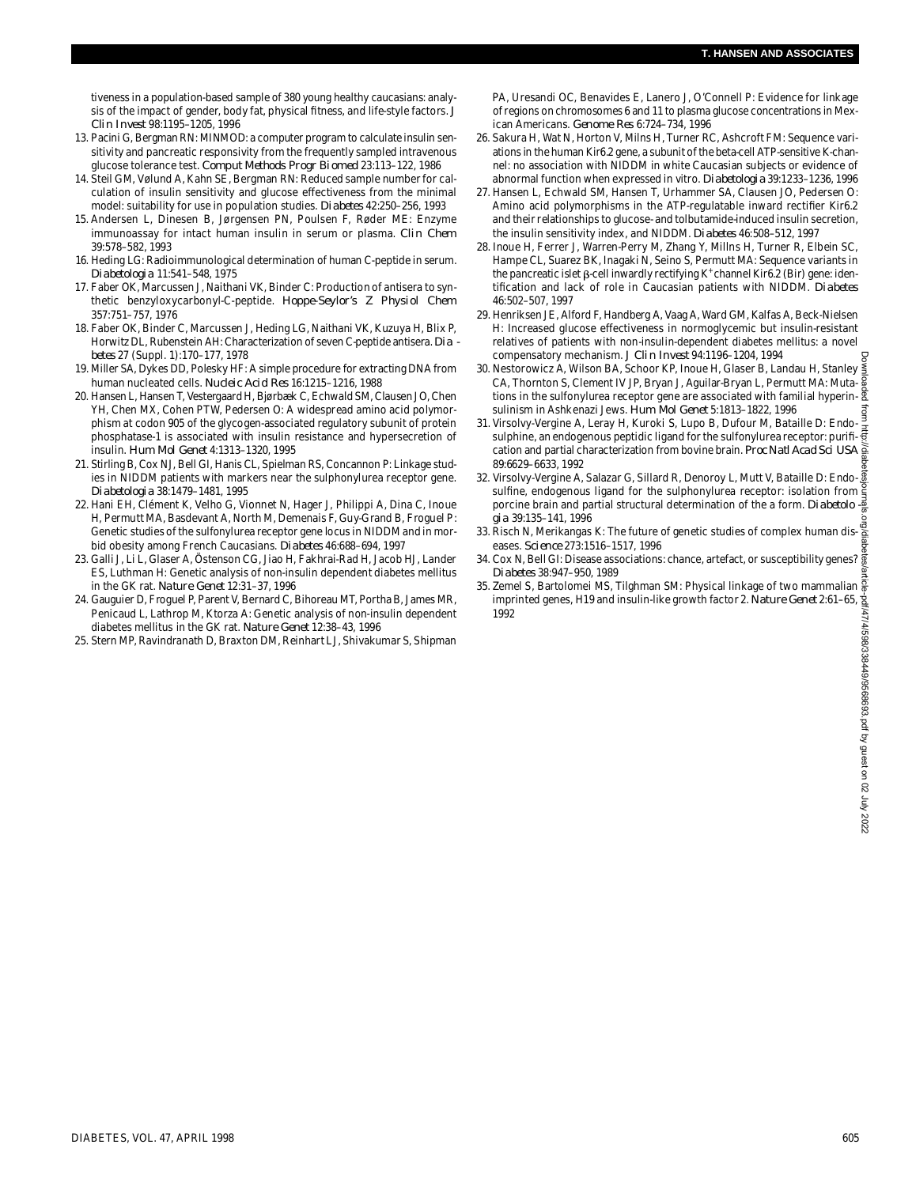tiveness in a population-based sample of 380 young healthy caucasians: analysis of the impact of gender, body fat, physical fitness, and life-style factors. *J Clin Invest* 98:1195–1205, 1996

13. Pacini G, Bergman RN: MINMOD: a computer program to calculate insulin sensitivity and pancreatic responsivity from the frequently sampled intravenous glucose tolerance test. *Comput Methods Progr Biomed* 23:113–122, 1986
14. Steil GM, Vølund A, Kahn SE, Bergman RN: Reduced sample number for calculation of insulin sensitivity and glucose effectiveness from the minimal model: suitability for use in population studies. *Diabetes* 42:250–256, 1993
15. Andersen L, Dinesen B, Jørgensen PN, Poulsen F, Røder ME: Enzyme immunoassay for intact human insulin in serum or plasma. *Clin Chem* 39:578–582, 1993
16. Heding LG: Radioimmunological determination of human C-peptide in serum. *Diabetologia* 11:541–548, 1975
17. Faber OK, Marcussen J, Naithani VK, Binder C: Production of antisera to synthetic benzyloxycarbonyl-C-peptide. *Hoppe-Seylor's Z Physiol Chem* 357:751–757, 1976
18. Faber OK, Binder C, Marcussen J, Heding LG, Naithani VK, Kuzuya H, Blix P, Horwitz DL, Rubenstein AH: Characterization of seven C-peptide antisera. *Diabetes* 27 (Suppl. 1):170–177, 1978
19. Miller SA, Dykes DD, Polesky HF: A simple procedure for extracting DNA from human nucleated cells. *Nucleic Acid Res* 16:1215–1216, 1988
20. Hansen L, Hansen T, Vestergaard H, Bjørbæk C, Echwald SM, Clausen JO, Chen YH, Chen MX, Cohen PTW, Pedersen O: A widespread amino acid polymorphism at codon 905 of the glycogen-associated regulatory subunit of protein phosphatase-1 is associated with insulin resistance and hypersecretion of insulin. *Hum Mol Genet* 4:1313–1320, 1995
21. Stirling B, Cox NJ, Bell GI, Hanis CL, Spielman RS, Concannon P: Linkage studies in NIDDM patients with markers near the sulphonylurea receptor gene. *Diabetologia* 38:1479–1481, 1995
22. Hani EH, Clément K, Velho G, Vionnet N, Hager J, Philippi A, Dina C, Inoue H, Permutt MA, Basdevant A, North M, Demenais F, Guy-Grand B, Froguel P: Genetic studies of the sulfonylurea receptor gene locus in NIDDM and in morbid obesity among French Caucasians. *Diabetes* 46:688–694, 1997
23. Galli J, Li L, Glaser A, Östenson CG, Jiao H, Fakhrai-Rad H, Jacob HJ, Lander ES, Luthman H: Genetic analysis of non-insulin dependent diabetes mellitus in the GK rat. *Nature Genet* 12:31–37, 1996
24. Gauguier D, Froguel P, Parent V, Bernard C, Bihoreau MT, Portha B, James MR, Penicaud L, Lathrop M, Ktorza A: Genetic analysis of non-insulin dependent diabetes mellitus in the GK rat. *Nature Genet* 12:38–43, 1996
25. Stern MP, Ravindranath D, Braxton DM, Reinhart LJ, Shivakumar S, Shipman PA, Uresandi OC, Benavides E, Lanero J, O'Connell P: Evidence for linkage of regions on chromosomes 6 and 11 to plasma glucose concentrations in Mexican Americans. *Genome Res* 6:724–734, 1996
26. Sakura H, Wat N, Horton V, Milns H, Turner RC, Ashcroft FM: Sequence variations in the human Kir6.2 gene, a subunit of the beta-cell ATP-sensitive K-channel: no association with NIDDM in white Caucasian subjects or evidence of abnormal function when expressed in vitro. *Diabetologia* 39:1233–1236, 1996
27. Hansen L, Echwald SM, Hansen T, Urhammer SA, Clausen JO, Pedersen O: Amino acid polymorphisms in the ATP-regulatable inward rectifier Kir6.2 and their relationships to glucose- and tolbutamide-induced insulin secretion, the insulin sensitivity index, and NIDDM. *Diabetes* 46:508–512, 1997
28. Inoue H, Ferrer J, Warren-Perry M, Zhang Y, Millns H, Turner R, Elbein SC, Hampe CL, Suarez BK, Inagaki N, Seino S, Permutt MA: Sequence variants in the pancreatic islet β-cell inwardly rectifying $K^+$ channel Kir6.2 (Bir) gene: identification and lack of role in Caucasian patients with NIDDM. *Diabetes* 46:502–507, 1997
29. Henriksen JE, Alford F, Handberg A, Vaag A, Ward GM, Kalfas A, Beck-Nielsen H: Increased glucose effectiveness in normoglycemic but insulin-resistant relatives of patients with non-insulin-dependent diabetes mellitus: a novel compensatory mechanism. *J Clin Invest* 94:1196–1204, 1994
30. Nestorowicz A, Wilson BA, Schoor KP, Inoue H, Glaser B, Landau H, Stanley CA, Thornton S, Clement IV JP, Bryan J, Aguilar-Bryan L, Permutt MA: Mutations in the sulfonylurea receptor gene are associated with familial hyperinsulinism in Ashkenazi Jews. *Hum Mol Genet* 5:1813–1822, 1996
31. Virsolvy-Vergine A, Leray H, Kuroki S, Lupo B, Dufour M, Bataille D: Endosulphine, an endogenous peptidic ligand for the sulfonylurea receptor: purification and partial characterization from bovine brain. *Proc Natl Acad Sci USA* 89:6629–6633, 1992
32. Virsolvy-Vergine A, Salazar G, Sillard R, Denoroy L, Mutt V, Bataille D: Endosulfine, endogenous ligand for the sulphonylurea receptor: isolation from porcine brain and partial structural determination of the a form. *Diabetologia* 39:135–141, 1996
33. Risch N, Merikangas K: The future of genetic studies of complex human diseases. *Science* 273:1516–1517, 1996
34. Cox N, Bell GI: Disease associations: chance, artefact, or susceptibility genes? *Diabetes* 38:947–950, 1989
35. Zemel S, Bartolomei MS, Tilghman SM: Physical linkage of two mammalian imprinted genes, H19 and insulin-like growth factor 2. *Nature Genet* 2:61–65, 1992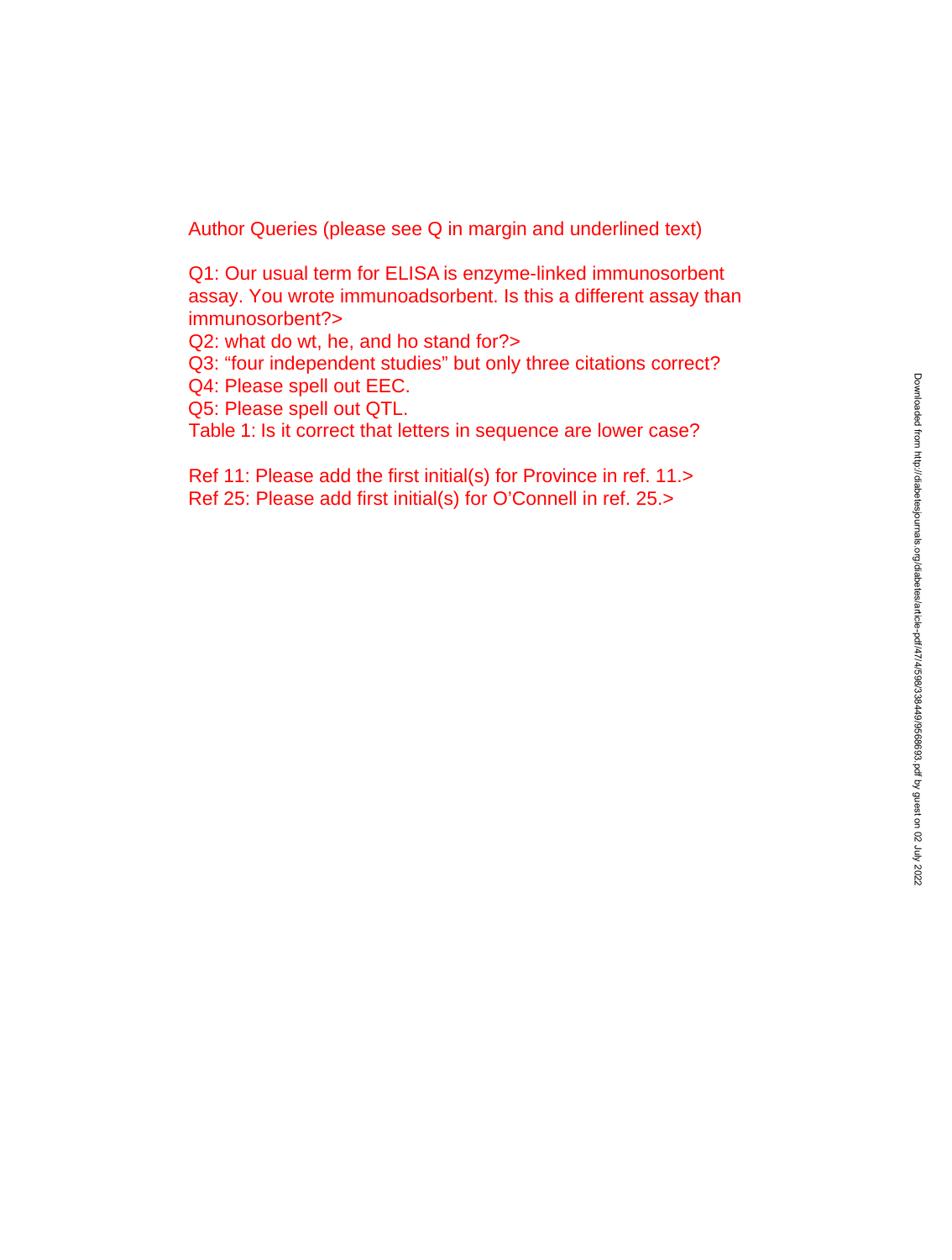Author Queries (please see Q in margin and underlined text)

Q1: Our usual term for ELISA is enzyme-linked immunosorbent assay. You wrote immunoadsorbent. Is this a different assay than immunosorbent?>
Q2: what do wt, he, and ho stand for?>
Q3: “four independent studies” but only three citations correct?
Q4: Please spell out EEC.
Q5: Please spell out QTL.
Table 1: Is it correct that letters in sequence are lower case?

Ref 11: Please add the first initial(s) for Province in ref. 11.>
Ref 25: Please add first initial(s) for O’Connell in ref. 25.>